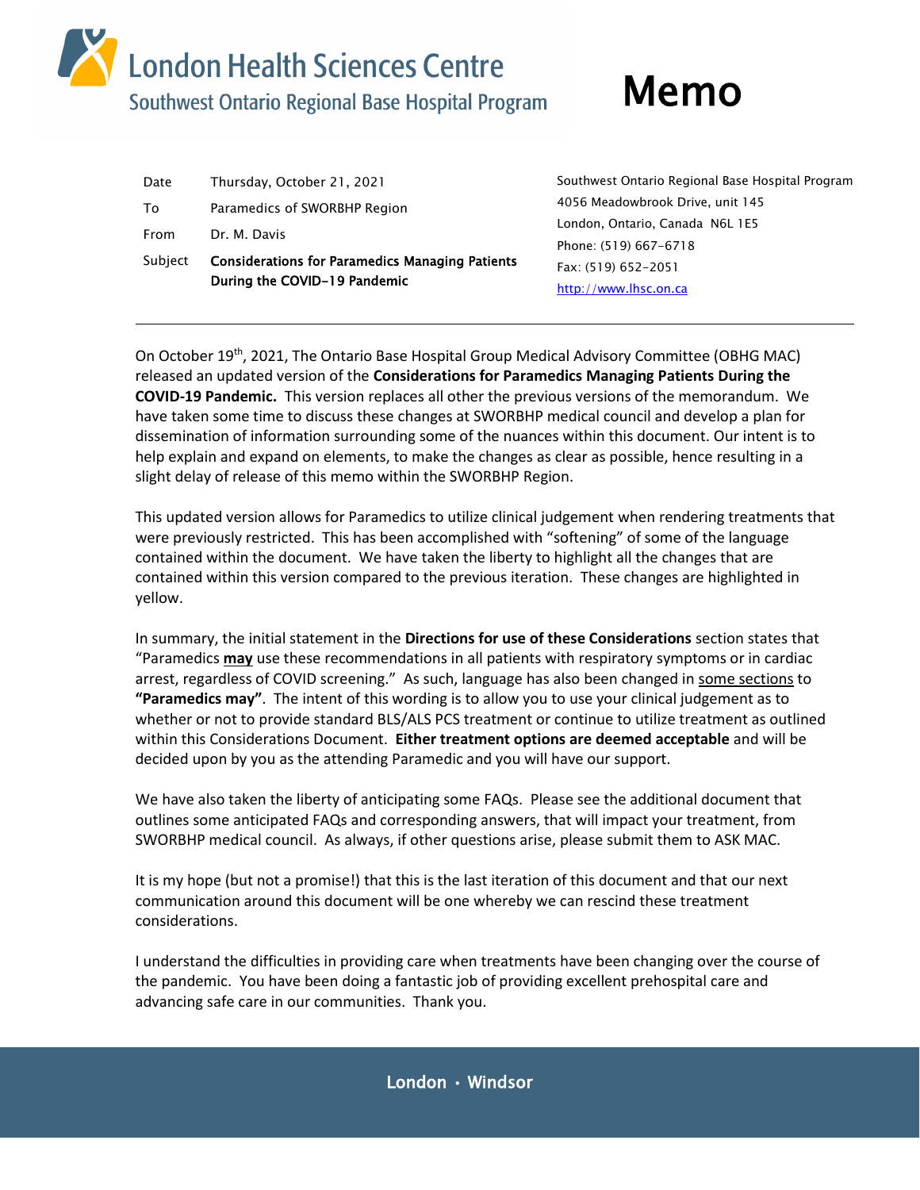# London Health Sciences Centre

## Southwest Ontario Regional Base Hospital Program

# Memo

| | |
|---|---|
| Date | Thursday, October 21, 2021 |
| To | Paramedics of SWORBHP Region |
| From | Dr. M. Davis |
| Subject | **Considerations for Paramedics Managing Patients During the COVID-19 Pandemic** |

Southwest Ontario Regional Base Hospital Program
4056 Meadowbrook Drive, unit 145
London, Ontario, Canada N6L 1E5
Phone: (519) 667-6718
Fax: (519) 652-2051
http://www.lhsc.on.ca

---

On October 19th, 2021, The Ontario Base Hospital Group Medical Advisory Committee (OBHG MAC) released an updated version of the **Considerations for Paramedics Managing Patients During the COVID-19 Pandemic.** This version replaces all other the previous versions of the memorandum. We have taken some time to discuss these changes at SWORBHP medical council and develop a plan for dissemination of information surrounding some of the nuances within this document. Our intent is to help explain and expand on elements, to make the changes as clear as possible, hence resulting in a slight delay of release of this memo within the SWORBHP Region.

This updated version allows for Paramedics to utilize clinical judgement when rendering treatments that were previously restricted. This has been accomplished with "softening" of some of the language contained within the document. We have taken the liberty to highlight all the changes that are contained within this version compared to the previous iteration. These changes are highlighted in yellow.

In summary, the initial statement in the **Directions for use of these Considerations** section states that "Paramedics **may** use these recommendations in all patients with respiratory symptoms or in cardiac arrest, regardless of COVID screening." As such, language has also been changed in some sections to **"Paramedics may"**. The intent of this wording is to allow you to use your clinical judgement as to whether or not to provide standard BLS/ALS PCS treatment or continue to utilize treatment as outlined within this Considerations Document. **Either treatment options are deemed acceptable** and will be decided upon by you as the attending Paramedic and you will have our support.

We have also taken the liberty of anticipating some FAQs. Please see the additional document that outlines some anticipated FAQs and corresponding answers, that will impact your treatment, from SWORBHP medical council. As always, if other questions arise, please submit them to ASK MAC.

It is my hope (but not a promise!) that this is the last iteration of this document and that our next communication around this document will be one whereby we can rescind these treatment considerations.

I understand the difficulties in providing care when treatments have been changing over the course of the pandemic. You have been doing a fantastic job of providing excellent prehospital care and advancing safe care in our communities. Thank you.

London • Windsor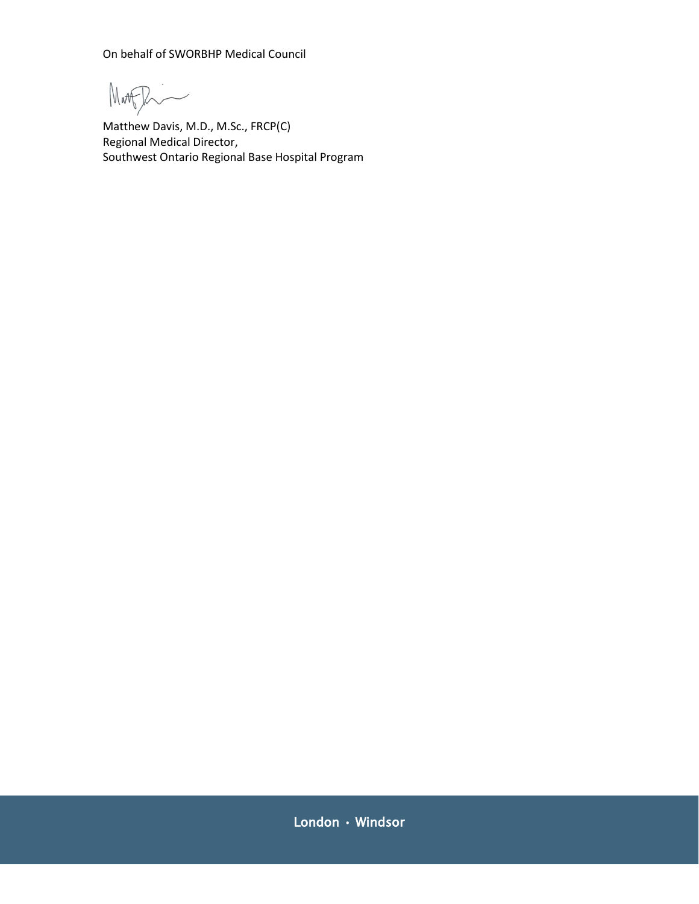On behalf of SWORBHP Medical Council

Matthew Davis, M.D., M.Sc., FRCP(C)
Regional Medical Director,
Southwest Ontario Regional Base Hospital Program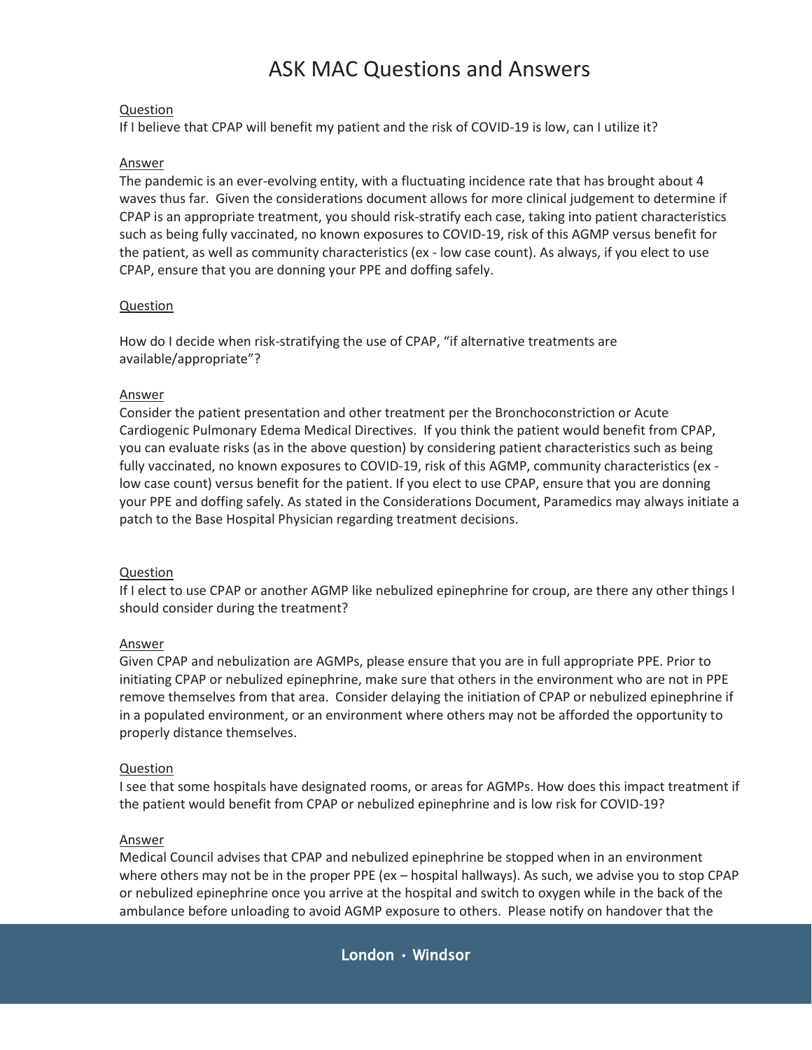# ASK MAC Questions and Answers

Question

If I believe that CPAP will benefit my patient and the risk of COVID-19 is low, can I utilize it?

Answer

The pandemic is an ever-evolving entity, with a fluctuating incidence rate that has brought about 4 waves thus far. Given the considerations document allows for more clinical judgement to determine if CPAP is an appropriate treatment, you should risk-stratify each case, taking into patient characteristics such as being fully vaccinated, no known exposures to COVID-19, risk of this AGMP versus benefit for the patient, as well as community characteristics (ex - low case count). As always, if you elect to use CPAP, ensure that you are donning your PPE and doffing safely.

Question

How do I decide when risk-stratifying the use of CPAP, "if alternative treatments are available/appropriate"?

Answer

Consider the patient presentation and other treatment per the Bronchoconstriction or Acute Cardiogenic Pulmonary Edema Medical Directives. If you think the patient would benefit from CPAP, you can evaluate risks (as in the above question) by considering patient characteristics such as being fully vaccinated, no known exposures to COVID-19, risk of this AGMP, community characteristics (ex - low case count) versus benefit for the patient. If you elect to use CPAP, ensure that you are donning your PPE and doffing safely. As stated in the Considerations Document, Paramedics may always initiate a patch to the Base Hospital Physician regarding treatment decisions.

Question

If I elect to use CPAP or another AGMP like nebulized epinephrine for croup, are there any other things I should consider during the treatment?

Answer

Given CPAP and nebulization are AGMPs, please ensure that you are in full appropriate PPE. Prior to initiating CPAP or nebulized epinephrine, make sure that others in the environment who are not in PPE remove themselves from that area. Consider delaying the initiation of CPAP or nebulized epinephrine if in a populated environment, or an environment where others may not be afforded the opportunity to properly distance themselves.

Question

I see that some hospitals have designated rooms, or areas for AGMPs. How does this impact treatment if the patient would benefit from CPAP or nebulized epinephrine and is low risk for COVID-19?

Answer

Medical Council advises that CPAP and nebulized epinephrine be stopped when in an environment where others may not be in the proper PPE (ex – hospital hallways). As such, we advise you to stop CPAP or nebulized epinephrine once you arrive at the hospital and switch to oxygen while in the back of the ambulance before unloading to avoid AGMP exposure to others. Please notify on handover that the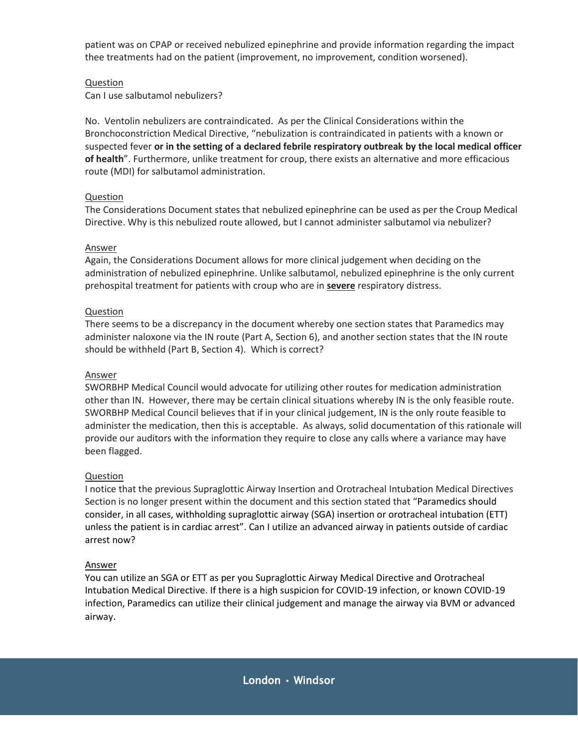patient was on CPAP or received nebulized epinephrine and provide information regarding the impact thee treatments had on the patient (improvement, no improvement, condition worsened).

<u>Question</u>

Can I use salbutamol nebulizers?

No. Ventolin nebulizers are contraindicated. As per the Clinical Considerations within the Bronchoconstriction Medical Directive, "nebulization is contraindicated in patients with a known or suspected fever **or in the setting of a declared febrile respiratory outbreak by the local medical officer of health**". Furthermore, unlike treatment for croup, there exists an alternative and more efficacious route (MDI) for salbutamol administration.

<u>Question</u>

The Considerations Document states that nebulized epinephrine can be used as per the Croup Medical Directive. Why is this nebulized route allowed, but I cannot administer salbutamol via nebulizer?

<u>Answer</u>

Again, the Considerations Document allows for more clinical judgement when deciding on the administration of nebulized epinephrine. Unlike salbutamol, nebulized epinephrine is the only current prehospital treatment for patients with croup who are in **<u>severe</u>** respiratory distress.

<u>Question</u>

There seems to be a discrepancy in the document whereby one section states that Paramedics may administer naloxone via the IN route (Part A, Section 6), and another section states that the IN route should be withheld (Part B, Section 4). Which is correct?

<u>Answer</u>

SWORBHP Medical Council would advocate for utilizing other routes for medication administration other than IN. However, there may be certain clinical situations whereby IN is the only feasible route. SWORBHP Medical Council believes that if in your clinical judgement, IN is the only route feasible to administer the medication, then this is acceptable. As always, solid documentation of this rationale will provide our auditors with the information they require to close any calls where a variance may have been flagged.

<u>Question</u>

I notice that the previous Supraglottic Airway Insertion and Orotracheal Intubation Medical Directives Section is no longer present within the document and this section stated that "Paramedics should consider, in all cases, withholding supraglottic airway (SGA) insertion or orotracheal intubation (ETT) unless the patient is in cardiac arrest". Can I utilize an advanced airway in patients outside of cardiac arrest now?

<u>Answer</u>

You can utilize an SGA or ETT as per you Supraglottic Airway Medical Directive and Orotracheal Intubation Medical Directive. If there is a high suspicion for COVID-19 infection, or known COVID-19 infection, Paramedics can utilize their clinical judgement and manage the airway via BVM or advanced airway.